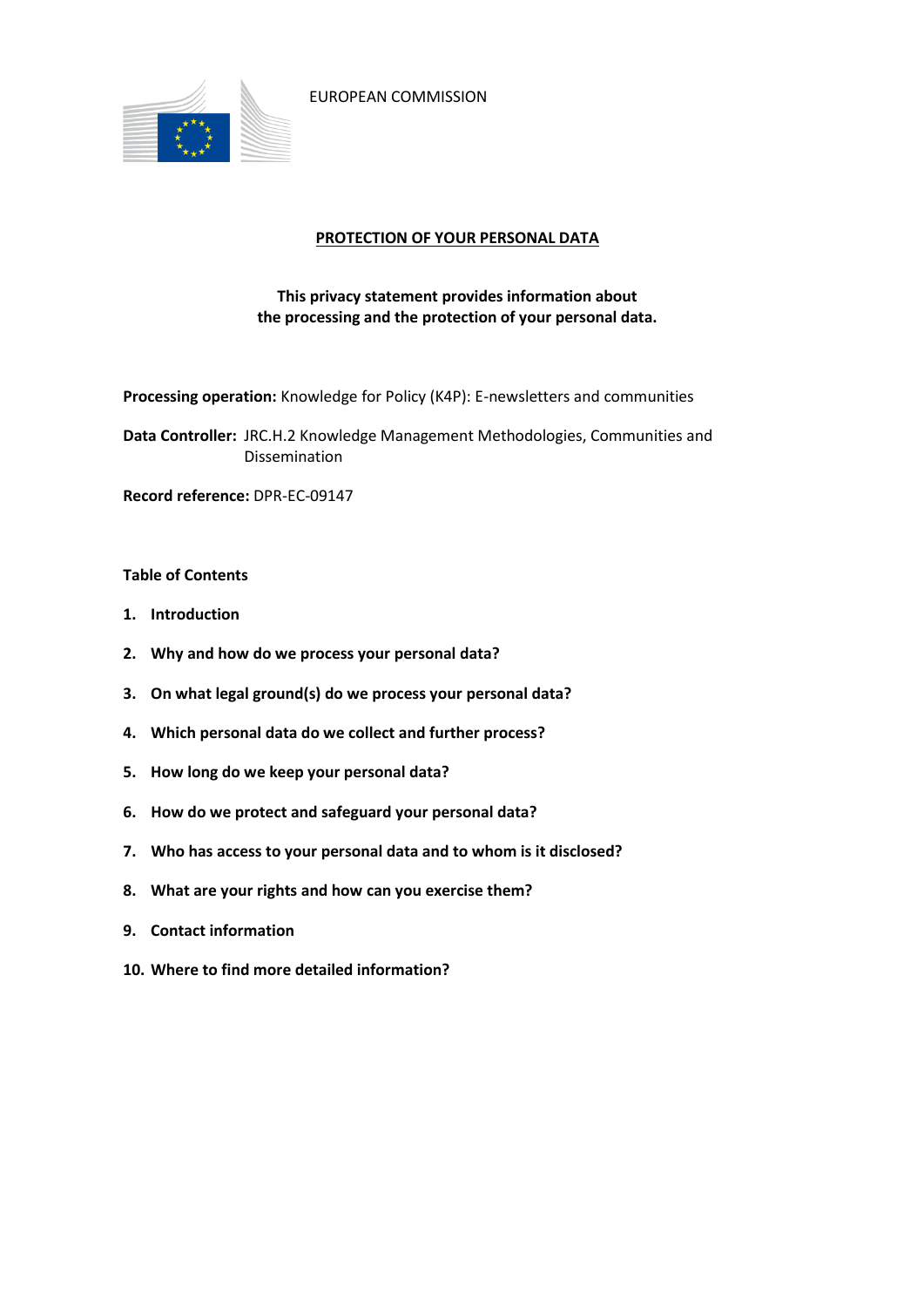EUROPEAN COMMISSION

# PROTECTION OF YOUR PERSONAL DATA

**This privacy statement provides information about the processing and the protection of your personal data.**

**Processing operation:** Knowledge for Policy (K4P): E-newsletters and communities

**Data Controller:** JRC.H.2 Knowledge Management Methodologies, Communities and Dissemination

**Record reference:** DPR-EC-09147

**Table of Contents**

1. **Introduction**
2. **Why and how do we process your personal data?**
3. **On what legal ground(s) do we process your personal data?**
4. **Which personal data do we collect and further process?**
5. **How long do we keep your personal data?**
6. **How do we protect and safeguard your personal data?**
7. **Who has access to your personal data and to whom is it disclosed?**
8. **What are your rights and how can you exercise them?**
9. **Contact information**
10. **Where to find more detailed information?**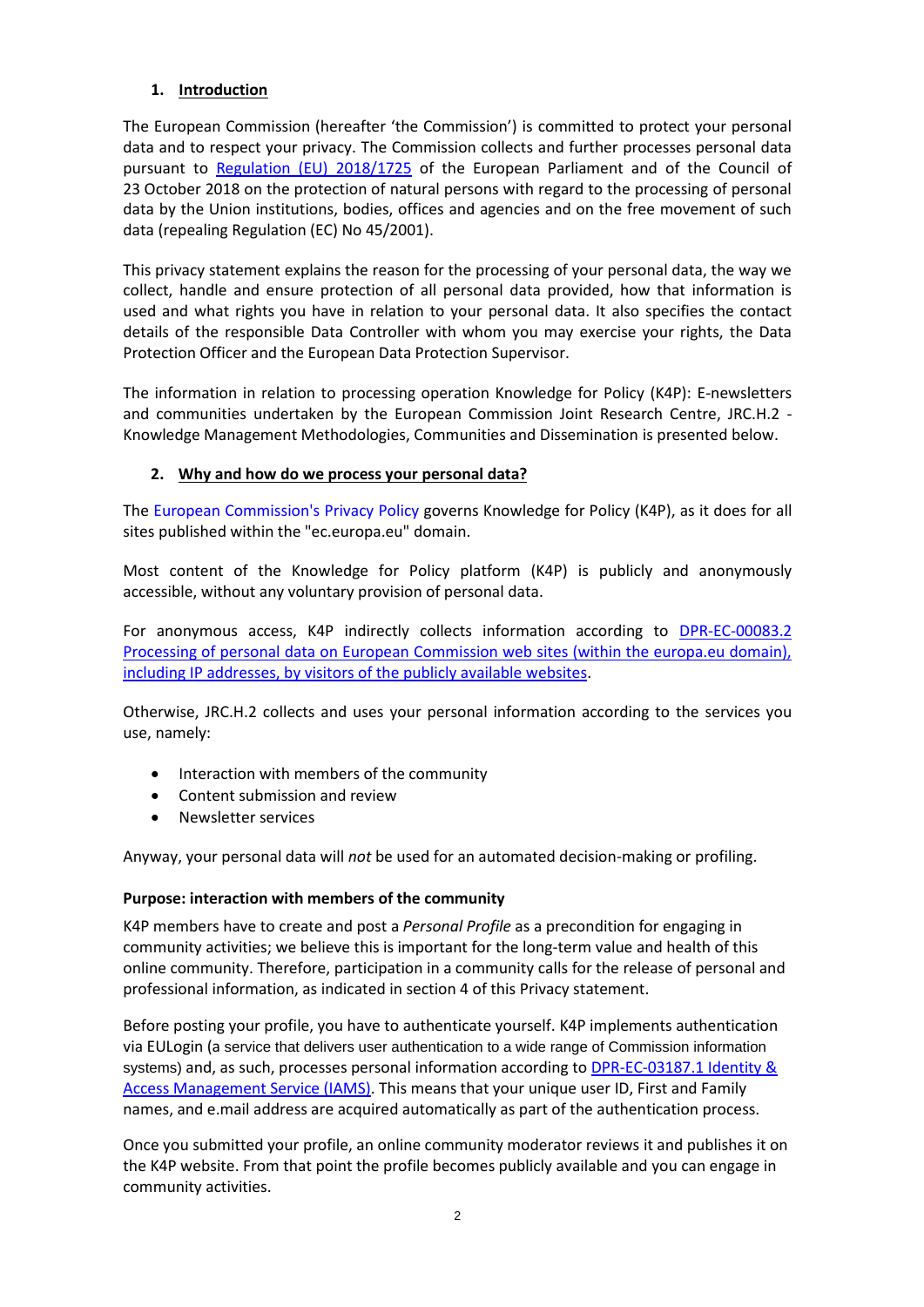## 1. Introduction

The European Commission (hereafter 'the Commission') is committed to protect your personal data and to respect your privacy. The Commission collects and further processes personal data pursuant to Regulation (EU) 2018/1725 of the European Parliament and of the Council of 23 October 2018 on the protection of natural persons with regard to the processing of personal data by the Union institutions, bodies, offices and agencies and on the free movement of such data (repealing Regulation (EC) No 45/2001).

This privacy statement explains the reason for the processing of your personal data, the way we collect, handle and ensure protection of all personal data provided, how that information is used and what rights you have in relation to your personal data. It also specifies the contact details of the responsible Data Controller with whom you may exercise your rights, the Data Protection Officer and the European Data Protection Supervisor.

The information in relation to processing operation Knowledge for Policy (K4P): E-newsletters and communities undertaken by the European Commission Joint Research Centre, JRC.H.2 - Knowledge Management Methodologies, Communities and Dissemination is presented below.

## 2. Why and how do we process your personal data?

The European Commission's Privacy Policy governs Knowledge for Policy (K4P), as it does for all sites published within the "ec.europa.eu" domain.

Most content of the Knowledge for Policy platform (K4P) is publicly and anonymously accessible, without any voluntary provision of personal data.

For anonymous access, K4P indirectly collects information according to DPR-EC-00083.2 Processing of personal data on European Commission web sites (within the europa.eu domain), including IP addresses, by visitors of the publicly available websites.

Otherwise, JRC.H.2 collects and uses your personal information according to the services you use, namely:

- Interaction with members of the community
- Content submission and review
- Newsletter services

Anyway, your personal data will *not* be used for an automated decision-making or profiling.

**Purpose: interaction with members of the community**

K4P members have to create and post a *Personal Profile* as a precondition for engaging in community activities; we believe this is important for the long-term value and health of this online community. Therefore, participation in a community calls for the release of personal and professional information, as indicated in section 4 of this Privacy statement.

Before posting your profile, you have to authenticate yourself. K4P implements authentication via EULogin (a service that delivers user authentication to a wide range of Commission information systems) and, as such, processes personal information according to DPR-EC-03187.1 Identity & Access Management Service (IAMS). This means that your unique user ID, First and Family names, and e.mail address are acquired automatically as part of the authentication process.

Once you submitted your profile, an online community moderator reviews it and publishes it on the K4P website. From that point the profile becomes publicly available and you can engage in community activities.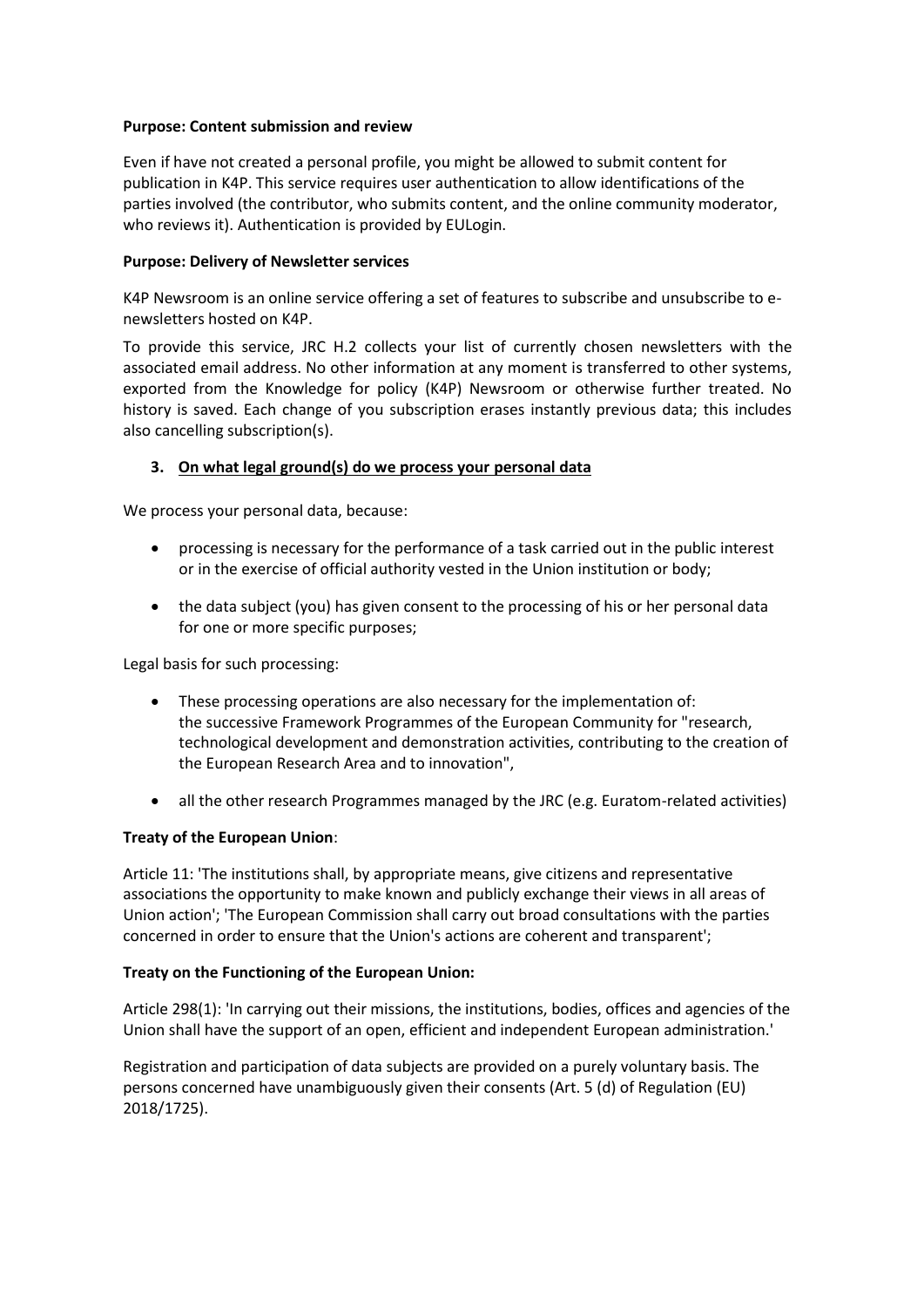**Purpose: Content submission and review**

Even if have not created a personal profile, you might be allowed to submit content for publication in K4P. This service requires user authentication to allow identifications of the parties involved (the contributor, who submits content, and the online community moderator, who reviews it). Authentication is provided by EULogin.

**Purpose: Delivery of Newsletter services**

K4P Newsroom is an online service offering a set of features to subscribe and unsubscribe to e-newsletters hosted on K4P.

To provide this service, JRC H.2 collects your list of currently chosen newsletters with the associated email address. No other information at any moment is transferred to other systems, exported from the Knowledge for policy (K4P) Newsroom or otherwise further treated. No history is saved. Each change of you subscription erases instantly previous data; this includes also cancelling subscription(s).

## 3. On what legal ground(s) do we process your personal data

We process your personal data, because:

- processing is necessary for the performance of a task carried out in the public interest or in the exercise of official authority vested in the Union institution or body;
- the data subject (you) has given consent to the processing of his or her personal data for one or more specific purposes;

Legal basis for such processing:

- These processing operations are also necessary for the implementation of: the successive Framework Programmes of the European Community for "research, technological development and demonstration activities, contributing to the creation of the European Research Area and to innovation",
- all the other research Programmes managed by the JRC (e.g. Euratom-related activities)

**Treaty of the European Union**:

Article 11: 'The institutions shall, by appropriate means, give citizens and representative associations the opportunity to make known and publicly exchange their views in all areas of Union action'; 'The European Commission shall carry out broad consultations with the parties concerned in order to ensure that the Union's actions are coherent and transparent';

**Treaty on the Functioning of the European Union:**

Article 298(1): 'In carrying out their missions, the institutions, bodies, offices and agencies of the Union shall have the support of an open, efficient and independent European administration.'

Registration and participation of data subjects are provided on a purely voluntary basis. The persons concerned have unambiguously given their consents (Art. 5 (d) of Regulation (EU) 2018/1725).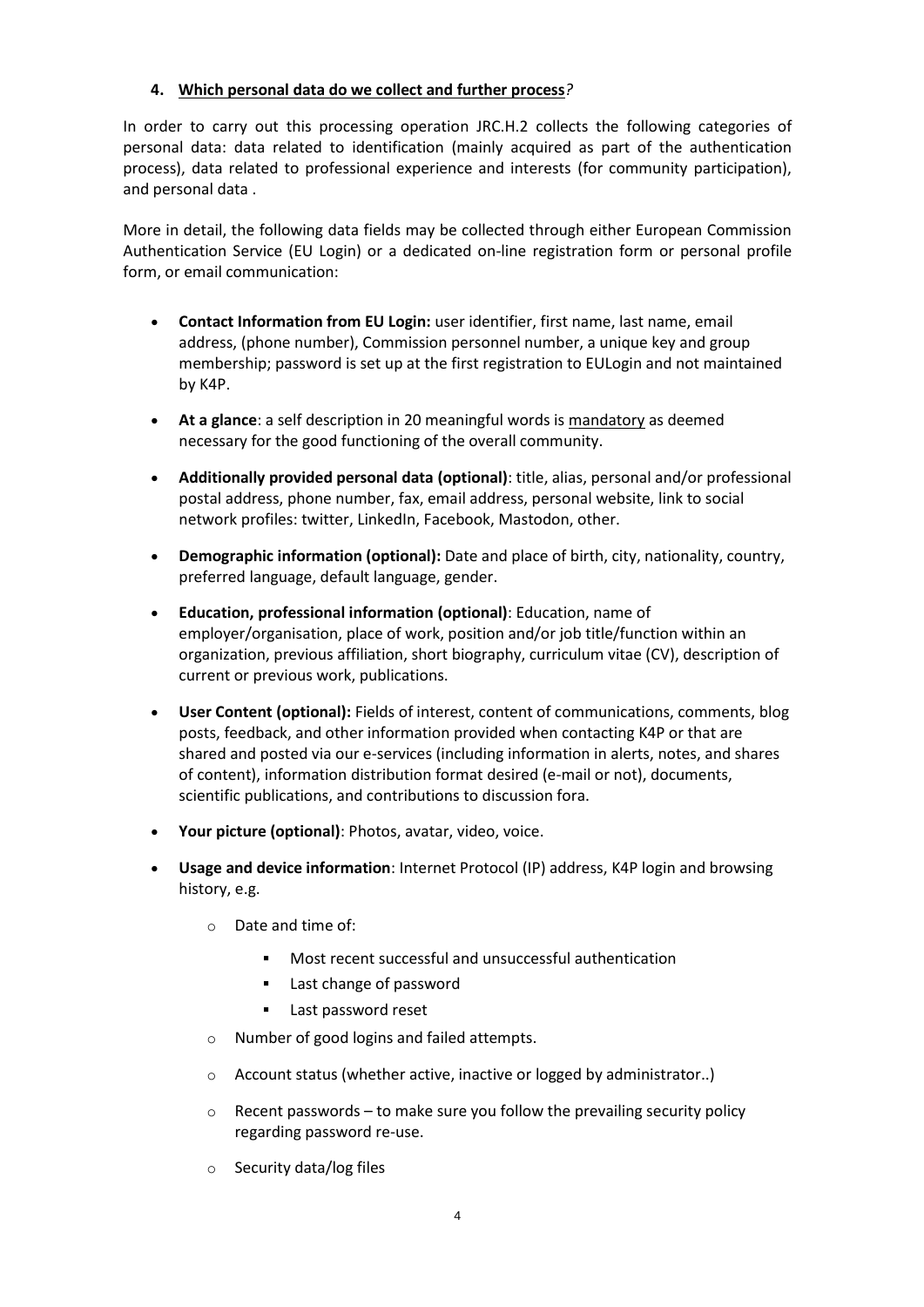## 4. Which personal data do we collect and further process?

In order to carry out this processing operation JRC.H.2 collects the following categories of personal data: data related to identification (mainly acquired as part of the authentication process), data related to professional experience and interests (for community participation), and personal data .

More in detail, the following data fields may be collected through either European Commission Authentication Service (EU Login) or a dedicated on-line registration form or personal profile form, or email communication:

- **Contact Information from EU Login:** user identifier, first name, last name, email address, (phone number), Commission personnel number, a unique key and group membership; password is set up at the first registration to EULogin and not maintained by K4P.
- **At a glance**: a self description in 20 meaningful words is mandatory as deemed necessary for the good functioning of the overall community.
- **Additionally provided personal data (optional)**: title, alias, personal and/or professional postal address, phone number, fax, email address, personal website, link to social network profiles: twitter, LinkedIn, Facebook, Mastodon, other.
- **Demographic information (optional):** Date and place of birth, city, nationality, country, preferred language, default language, gender.
- **Education, professional information (optional)**: Education, name of employer/organisation, place of work, position and/or job title/function within an organization, previous affiliation, short biography, curriculum vitae (CV), description of current or previous work, publications.
- **User Content (optional):** Fields of interest, content of communications, comments, blog posts, feedback, and other information provided when contacting K4P or that are shared and posted via our e-services (including information in alerts, notes, and shares of content), information distribution format desired (e-mail or not), documents, scientific publications, and contributions to discussion fora.
- **Your picture (optional)**: Photos, avatar, video, voice.
- **Usage and device information**: Internet Protocol (IP) address, K4P login and browsing history, e.g.
  - Date and time of:
    - Most recent successful and unsuccessful authentication
    - Last change of password
    - Last password reset
  - Number of good logins and failed attempts.
  - Account status (whether active, inactive or logged by administrator..)
  - Recent passwords – to make sure you follow the prevailing security policy regarding password re-use.
  - Security data/log files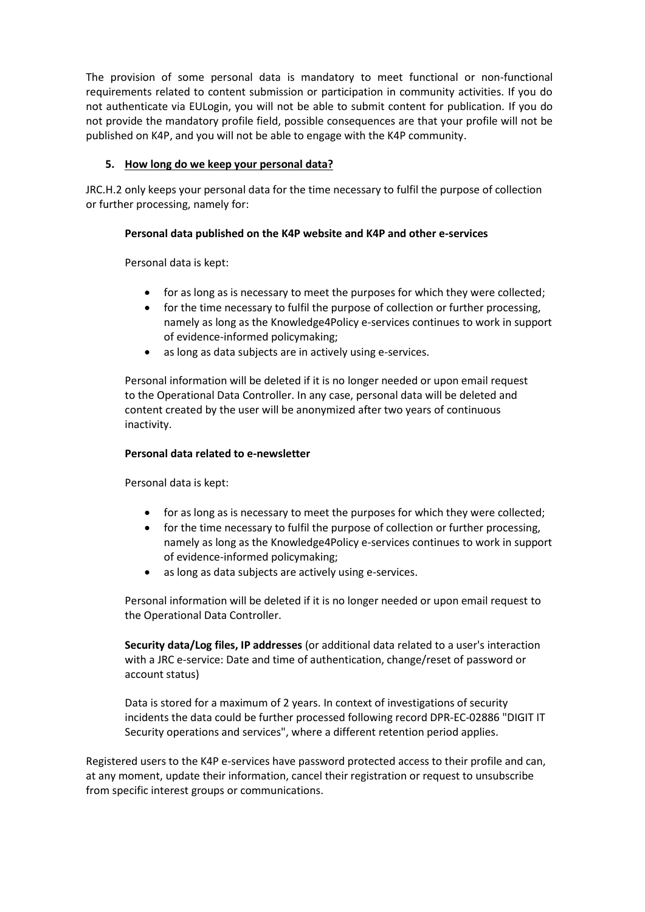The provision of some personal data is mandatory to meet functional or non-functional requirements related to content submission or participation in community activities. If you do not authenticate via EULogin, you will not be able to submit content for publication. If you do not provide the mandatory profile field, possible consequences are that your profile will not be published on K4P, and you will not be able to engage with the K4P community.

## 5. How long do we keep your personal data?

JRC.H.2 only keeps your personal data for the time necessary to fulfil the purpose of collection or further processing, namely for:

**Personal data published on the K4P website and K4P and other e-services**

Personal data is kept:

- for as long as is necessary to meet the purposes for which they were collected;
- for the time necessary to fulfil the purpose of collection or further processing, namely as long as the Knowledge4Policy e-services continues to work in support of evidence-informed policymaking;
- as long as data subjects are in actively using e-services.

Personal information will be deleted if it is no longer needed or upon email request to the Operational Data Controller. In any case, personal data will be deleted and content created by the user will be anonymized after two years of continuous inactivity.

**Personal data related to e-newsletter**

Personal data is kept:

- for as long as is necessary to meet the purposes for which they were collected;
- for the time necessary to fulfil the purpose of collection or further processing, namely as long as the Knowledge4Policy e-services continues to work in support of evidence-informed policymaking;
- as long as data subjects are actively using e-services.

Personal information will be deleted if it is no longer needed or upon email request to the Operational Data Controller.

**Security data/Log files, IP addresses** (or additional data related to a user's interaction with a JRC e-service: Date and time of authentication, change/reset of password or account status)

Data is stored for a maximum of 2 years. In context of investigations of security incidents the data could be further processed following record DPR-EC-02886 "DIGIT IT Security operations and services", where a different retention period applies.

Registered users to the K4P e-services have password protected access to their profile and can, at any moment, update their information, cancel their registration or request to unsubscribe from specific interest groups or communications.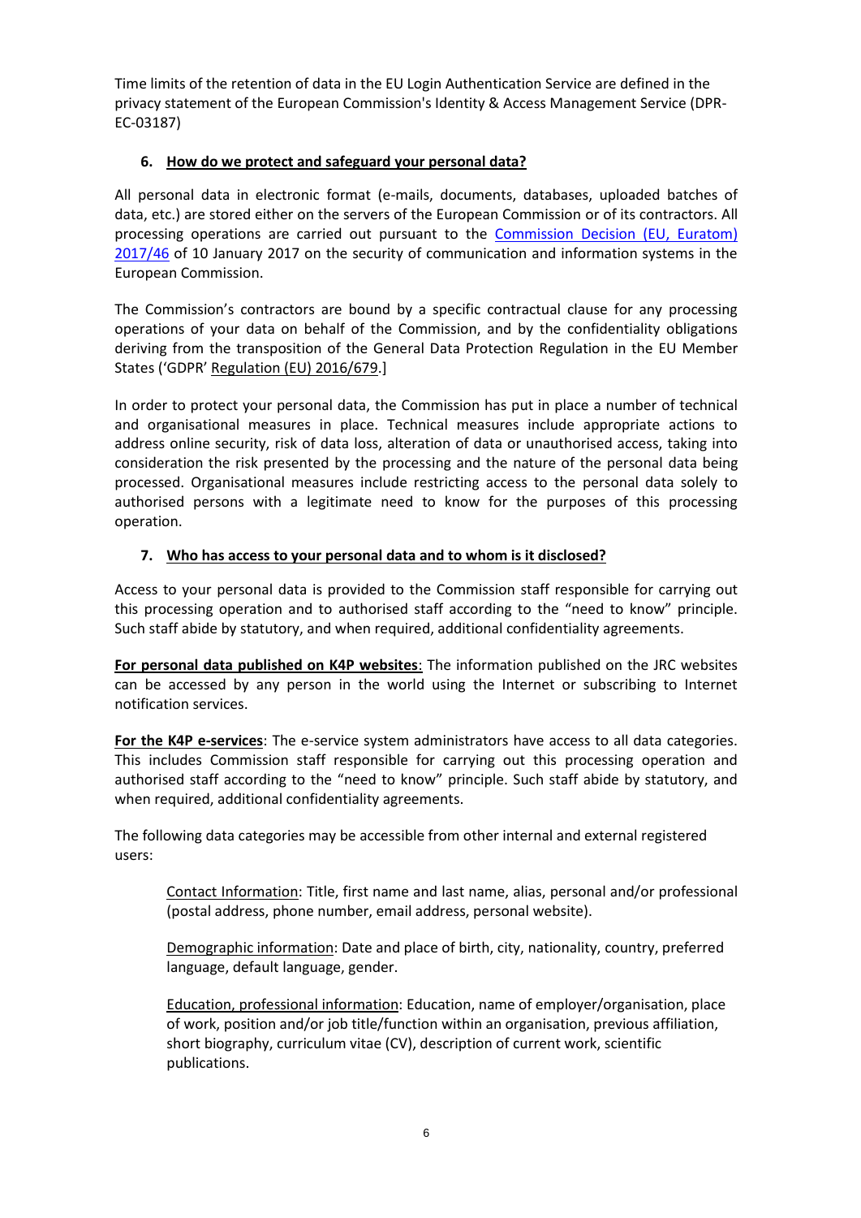Time limits of the retention of data in the EU Login Authentication Service are defined in the privacy statement of the European Commission's Identity & Access Management Service (DPR-EC-03187)

## 6. How do we protect and safeguard your personal data?

All personal data in electronic format (e-mails, documents, databases, uploaded batches of data, etc.) are stored either on the servers of the European Commission or of its contractors. All processing operations are carried out pursuant to the Commission Decision (EU, Euratom) 2017/46 of 10 January 2017 on the security of communication and information systems in the European Commission.

The Commission's contractors are bound by a specific contractual clause for any processing operations of your data on behalf of the Commission, and by the confidentiality obligations deriving from the transposition of the General Data Protection Regulation in the EU Member States ('GDPR' Regulation (EU) 2016/679.]

In order to protect your personal data, the Commission has put in place a number of technical and organisational measures in place. Technical measures include appropriate actions to address online security, risk of data loss, alteration of data or unauthorised access, taking into consideration the risk presented by the processing and the nature of the personal data being processed. Organisational measures include restricting access to the personal data solely to authorised persons with a legitimate need to know for the purposes of this processing operation.

## 7. Who has access to your personal data and to whom is it disclosed?

Access to your personal data is provided to the Commission staff responsible for carrying out this processing operation and to authorised staff according to the "need to know" principle. Such staff abide by statutory, and when required, additional confidentiality agreements.

**For personal data published on K4P websites**: The information published on the JRC websites can be accessed by any person in the world using the Internet or subscribing to Internet notification services.

**For the K4P e-services**: The e-service system administrators have access to all data categories. This includes Commission staff responsible for carrying out this processing operation and authorised staff according to the "need to know" principle. Such staff abide by statutory, and when required, additional confidentiality agreements.

The following data categories may be accessible from other internal and external registered users:

> Contact Information: Title, first name and last name, alias, personal and/or professional (postal address, phone number, email address, personal website).
>
> Demographic information: Date and place of birth, city, nationality, country, preferred language, default language, gender.
>
> Education, professional information: Education, name of employer/organisation, place of work, position and/or job title/function within an organisation, previous affiliation, short biography, curriculum vitae (CV), description of current work, scientific publications.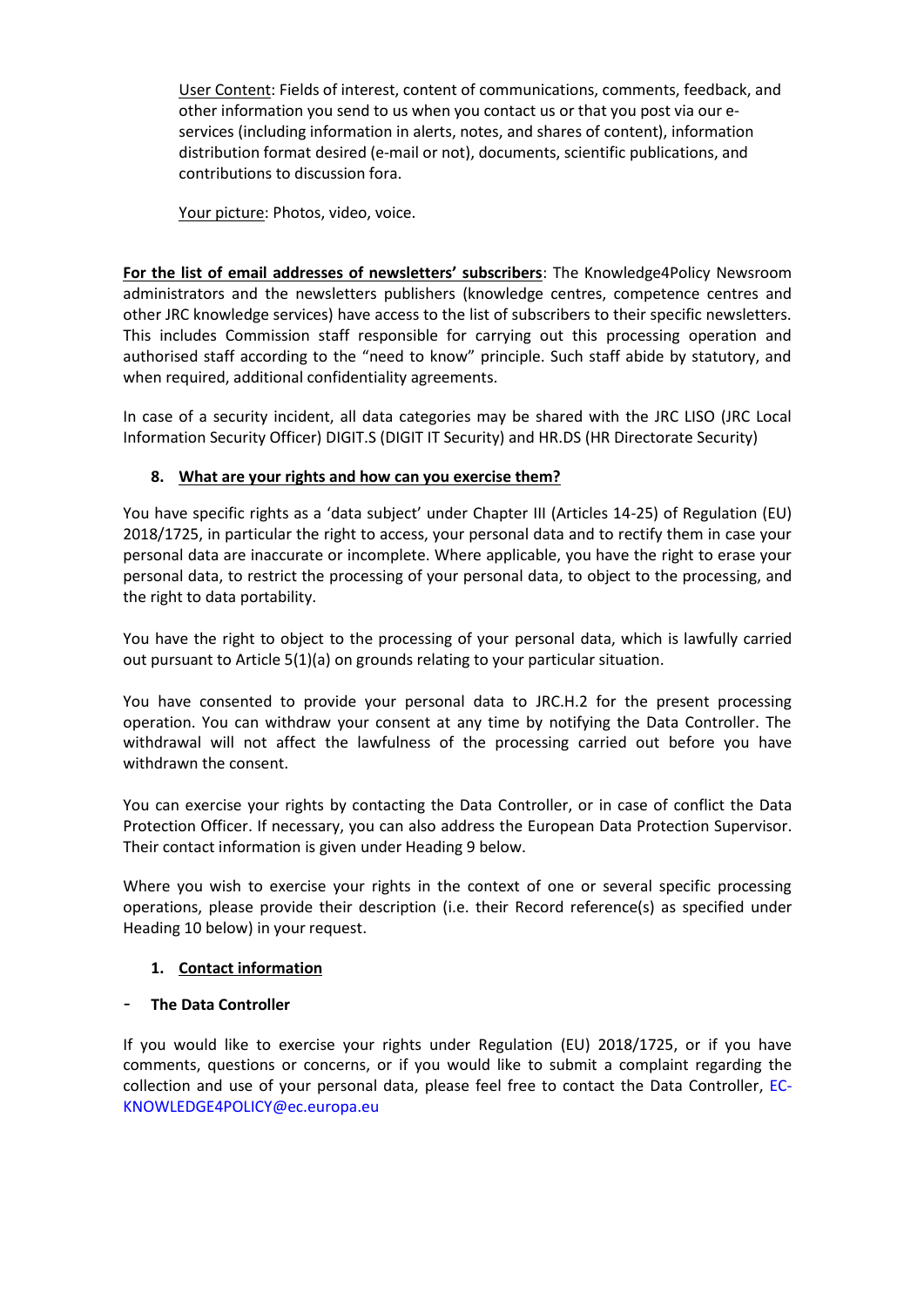User Content: Fields of interest, content of communications, comments, feedback, and other information you send to us when you contact us or that you post via our e-services (including information in alerts, notes, and shares of content), information distribution format desired (e-mail or not), documents, scientific publications, and contributions to discussion fora.

Your picture: Photos, video, voice.

**For the list of email addresses of newsletters' subscribers**: The Knowledge4Policy Newsroom administrators and the newsletters publishers (knowledge centres, competence centres and other JRC knowledge services) have access to the list of subscribers to their specific newsletters. This includes Commission staff responsible for carrying out this processing operation and authorised staff according to the "need to know" principle. Such staff abide by statutory, and when required, additional confidentiality agreements.

In case of a security incident, all data categories may be shared with the JRC LISO (JRC Local Information Security Officer) DIGIT.S (DIGIT IT Security) and HR.DS (HR Directorate Security)

## 8. What are your rights and how can you exercise them?

You have specific rights as a 'data subject' under Chapter III (Articles 14-25) of Regulation (EU) 2018/1725, in particular the right to access, your personal data and to rectify them in case your personal data are inaccurate or incomplete. Where applicable, you have the right to erase your personal data, to restrict the processing of your personal data, to object to the processing, and the right to data portability.

You have the right to object to the processing of your personal data, which is lawfully carried out pursuant to Article 5(1)(a) on grounds relating to your particular situation.

You have consented to provide your personal data to JRC.H.2 for the present processing operation. You can withdraw your consent at any time by notifying the Data Controller. The withdrawal will not affect the lawfulness of the processing carried out before you have withdrawn the consent.

You can exercise your rights by contacting the Data Controller, or in case of conflict the Data Protection Officer. If necessary, you can also address the European Data Protection Supervisor. Their contact information is given under Heading 9 below.

Where you wish to exercise your rights in the context of one or several specific processing operations, please provide their description (i.e. their Record reference(s) as specified under Heading 10 below) in your request.

## 1. Contact information

- **The Data Controller**

If you would like to exercise your rights under Regulation (EU) 2018/1725, or if you have comments, questions or concerns, or if you would like to submit a complaint regarding the collection and use of your personal data, please feel free to contact the Data Controller, EC-KNOWLEDGE4POLICY@ec.europa.eu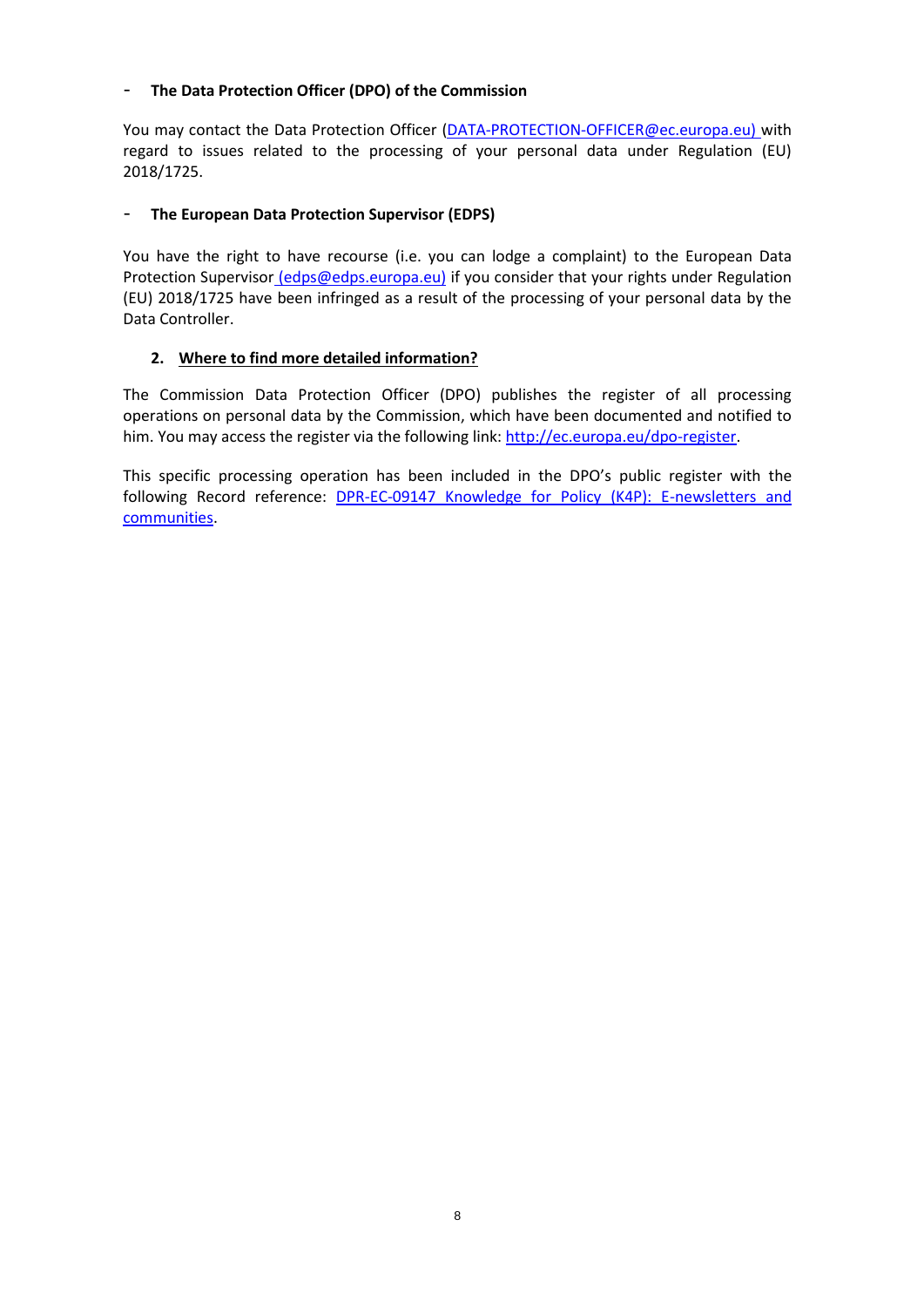- **The Data Protection Officer (DPO) of the Commission**

You may contact the Data Protection Officer (DATA-PROTECTION-OFFICER@ec.europa.eu) with regard to issues related to the processing of your personal data under Regulation (EU) 2018/1725.

- **The European Data Protection Supervisor (EDPS)**

You have the right to have recourse (i.e. you can lodge a complaint) to the European Data Protection Supervisor (edps@edps.europa.eu) if you consider that your rights under Regulation (EU) 2018/1725 have been infringed as a result of the processing of your personal data by the Data Controller.

## 2. Where to find more detailed information?

The Commission Data Protection Officer (DPO) publishes the register of all processing operations on personal data by the Commission, which have been documented and notified to him. You may access the register via the following link: http://ec.europa.eu/dpo-register.

This specific processing operation has been included in the DPO's public register with the following Record reference: DPR-EC-09147 Knowledge for Policy (K4P): E-newsletters and communities.